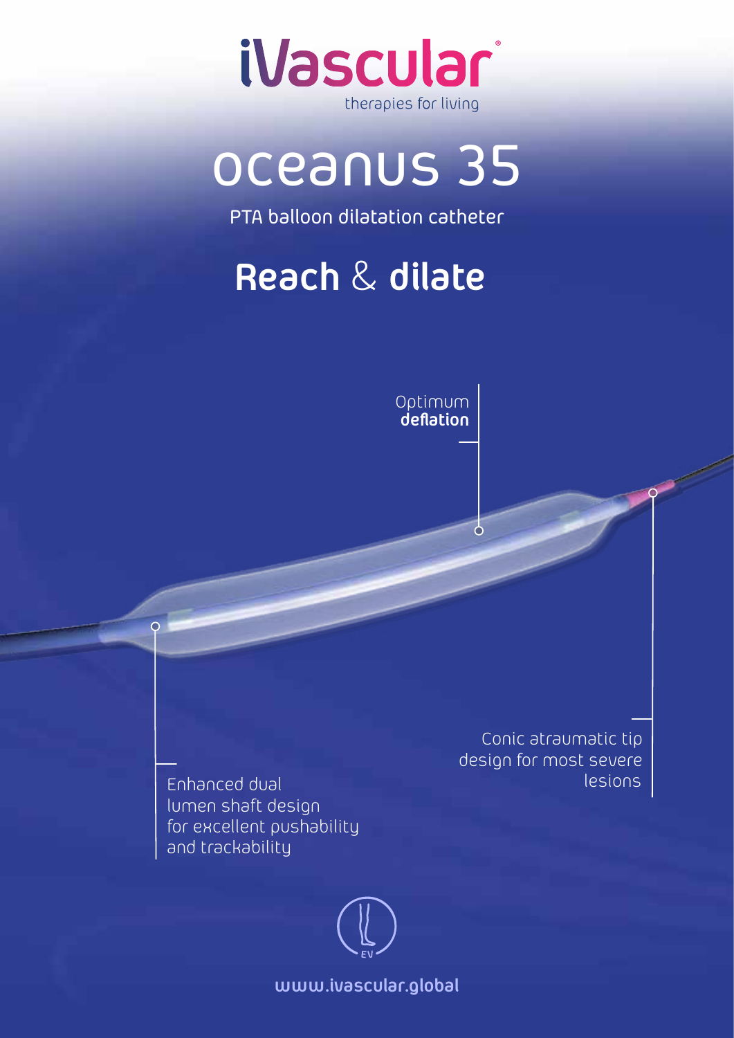iVascular®

therapies for living

# oceanus 35

PTA balloon dilatation catheter

## **Reach** & **dilate**

Optimum **deflation**

Enhanced dual lumen shaft design for excellent pushability and trackability

Conic atraumatic tip design for most severe lesions

EV

**www.ivascular.global**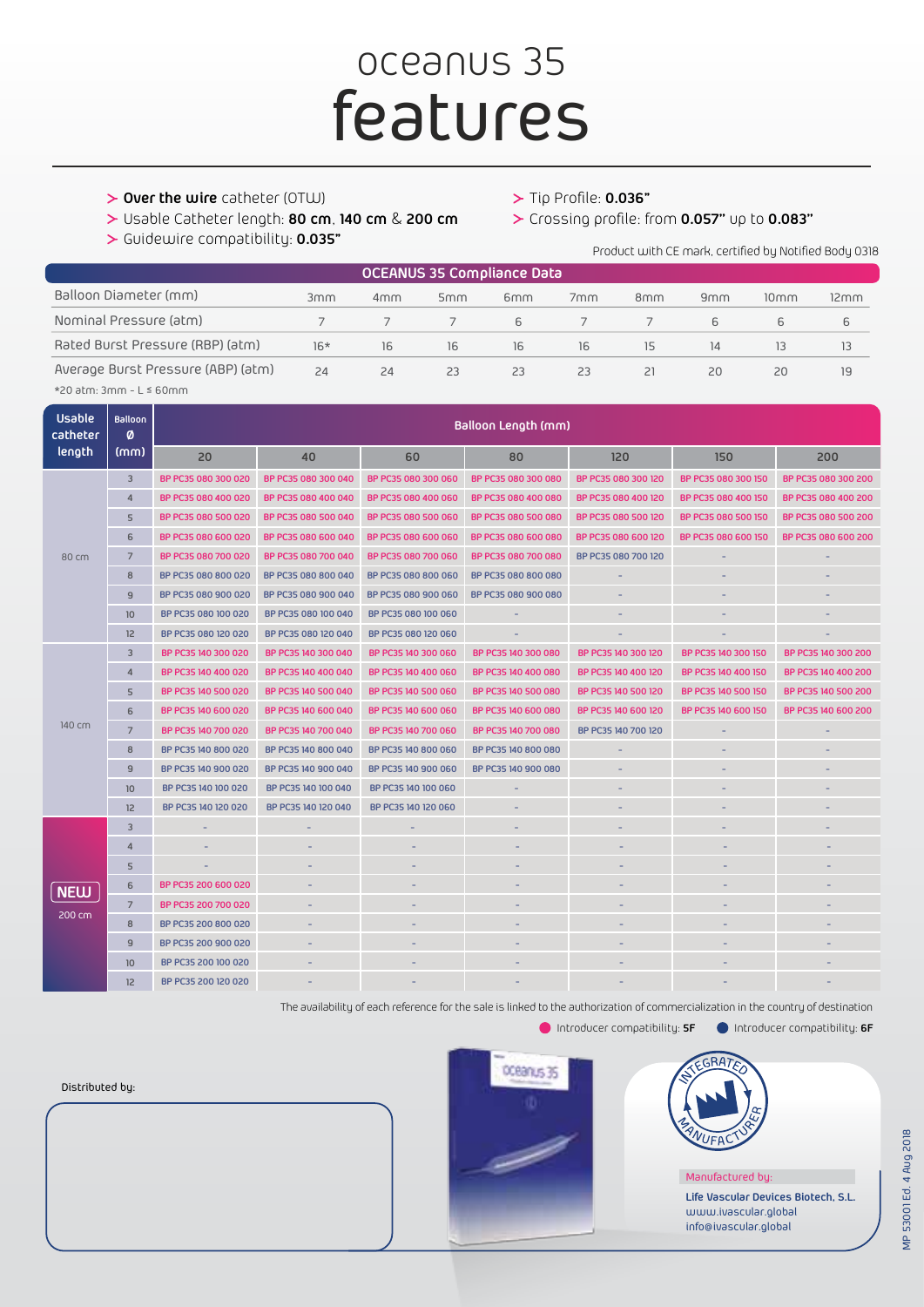# oceanus 35
# features

- **Over the wire** catheter (OTW)
- Usable Catheter length: **80 cm**, **140 cm** & **200 cm**
- Guidewire compatibility: **0.035"**
- Tip Profile: **0.036"**
- Crossing profile: from **0.057"** up to **0.083"**

Product with CE mark, certified by Notified Body 0318

| OCEANUS 35 Compliance Data | | | | | | | | | |
|---|---|---|---|---|---|---|---|---|---|
| Balloon Diameter (mm) | 3mm | 4mm | 5mm | 6mm | 7mm | 8mm | 9mm | 10mm | 12mm |
| Nominal Pressure (atm) | 7 | 7 | 7 | 6 | 7 | 7 | 6 | 6 | 6 |
| Rated Burst Pressure (RBP) (atm) | 16* | 16 | 16 | 16 | 16 | 15 | 14 | 13 | 13 |
| Average Burst Pressure (ABP) (atm) | 24 | 24 | 23 | 23 | 23 | 21 | 20 | 20 | 19 |

*20 atm: 3mm - L ≤ 60mm

| Usable catheter length | Balloon Ø (mm) | Balloon Length (mm) | | | | | | |
|---|---|---|---|---|---|---|---|---|
| | | 20 | 40 | 60 | 80 | 120 | 150 | 200 |
| 80 cm | 3 | BP PC35 080 300 020 | BP PC35 080 300 040 | BP PC35 080 300 060 | BP PC35 080 300 080 | BP PC35 080 300 120 | BP PC35 080 300 150 | BP PC35 080 300 200 |
| | 4 | BP PC35 080 400 020 | BP PC35 080 400 040 | BP PC35 080 400 060 | BP PC35 080 400 080 | BP PC35 080 400 120 | BP PC35 080 400 150 | BP PC35 080 400 200 |
| | 5 | BP PC35 080 500 020 | BP PC35 080 500 040 | BP PC35 080 500 060 | BP PC35 080 500 080 | BP PC35 080 500 120 | BP PC35 080 500 150 | BP PC35 080 500 200 |
| | 6 | BP PC35 080 600 020 | BP PC35 080 600 040 | BP PC35 080 600 060 | BP PC35 080 600 080 | BP PC35 080 600 120 | BP PC35 080 600 150 | BP PC35 080 600 200 |
| | 7 | BP PC35 080 700 020 | BP PC35 080 700 040 | BP PC35 080 700 060 | BP PC35 080 700 080 | BP PC35 080 700 120 | - | - |
| | 8 | BP PC35 080 800 020 | BP PC35 080 800 040 | BP PC35 080 800 060 | BP PC35 080 800 080 | - | - | - |
| | 9 | BP PC35 080 900 020 | BP PC35 080 900 040 | BP PC35 080 900 060 | BP PC35 080 900 080 | - | - | - |
| | 10 | BP PC35 080 100 020 | BP PC35 080 100 040 | BP PC35 080 100 060 | - | - | - | - |
| | 12 | BP PC35 080 120 020 | BP PC35 080 120 040 | BP PC35 080 120 060 | - | - | - | - |
| 140 cm | 3 | BP PC35 140 300 020 | BP PC35 140 300 040 | BP PC35 140 300 060 | BP PC35 140 300 080 | BP PC35 140 300 120 | BP PC35 140 300 150 | BP PC35 140 300 200 |
| | 4 | BP PC35 140 400 020 | BP PC35 140 400 040 | BP PC35 140 400 060 | BP PC35 140 400 080 | BP PC35 140 400 120 | BP PC35 140 400 150 | BP PC35 140 400 200 |
| | 5 | BP PC35 140 500 020 | BP PC35 140 500 040 | BP PC35 140 500 060 | BP PC35 140 500 080 | BP PC35 140 500 120 | BP PC35 140 500 150 | BP PC35 140 500 200 |
| | 6 | BP PC35 140 600 020 | BP PC35 140 600 040 | BP PC35 140 600 060 | BP PC35 140 600 080 | BP PC35 140 600 120 | BP PC35 140 600 150 | BP PC35 140 600 200 |
| | 7 | BP PC35 140 700 020 | BP PC35 140 700 040 | BP PC35 140 700 060 | BP PC35 140 700 080 | BP PC35 140 700 120 | - | - |
| | 8 | BP PC35 140 800 020 | BP PC35 140 800 040 | BP PC35 140 800 060 | BP PC35 140 800 080 | - | - | - |
| | 9 | BP PC35 140 900 020 | BP PC35 140 900 040 | BP PC35 140 900 060 | BP PC35 140 900 080 | - | - | - |
| | 10 | BP PC35 140 100 020 | BP PC35 140 100 040 | BP PC35 140 100 060 | - | - | - | - |
| | 12 | BP PC35 140 120 020 | BP PC35 140 120 040 | BP PC35 140 120 060 | - | - | - | - |
| NEW 200 cm | 3 | - | - | - | - | - | - | - |
| | 4 | - | - | - | - | - | - | - |
| | 5 | - | - | - | - | - | - | - |
| | 6 | BP PC35 200 600 020 | - | - | - | - | - | - |
| | 7 | BP PC35 200 700 020 | - | - | - | - | - | - |
| | 8 | BP PC35 200 800 020 | - | - | - | - | - | - |
| | 9 | BP PC35 200 900 020 | - | - | - | - | - | - |
| | 10 | BP PC35 200 100 020 | - | - | - | - | - | - |
| | 12 | BP PC35 200 120 020 | - | - | - | - | - | - |

The availability of each reference for the sale is linked to the authorization of commercialization in the country of destination

● Introducer compatibility: **5F** ● Introducer compatibility: **6F**

Distributed by:

INTEGRATED MANUFACTURER

Manufactured by:

**Life Vascular Devices Biotech, S.L.**
www.ivascular.global
info@ivascular.global

MP 53001 Ed. 4 Aug 2018